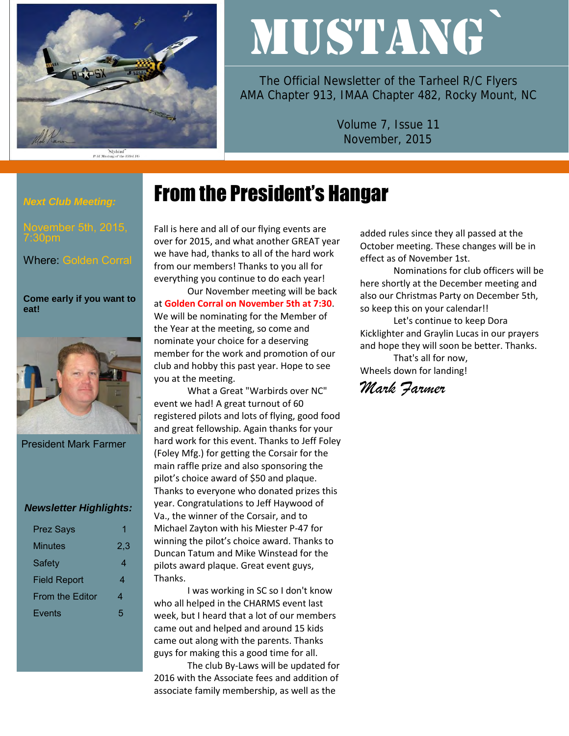# MUSTANG`

The Official Newsletter of the Tarheel R/C Flyers
AMA Chapter 913, IMAA Chapter 482, Rocky Mount, NC

Volume 7, Issue 11
November, 2015

***Next Club Meeting:***

November 5th, 2015, 7:30pm

Where: Golden Corral

**Come early if you want to eat!**

President Mark Farmer

***Newsletter Highlights:***

| | |
|---|---|
| Prez Says | 1 |
| Minutes | 2,3 |
| Safety | 4 |
| Field Report | 4 |
| From the Editor | 4 |
| Events | 5 |

# From the President's Hangar

Fall is here and all of our flying events are over for 2015, and what another GREAT year we have had, thanks to all of the hard work from our members! Thanks to you all for everything you continue to do each year!

Our November meeting will be back at **Golden Corral on November 5th at 7:30**. We will be nominating for the Member of the Year at the meeting, so come and nominate your choice for a deserving member for the work and promotion of our club and hobby this past year. Hope to see you at the meeting.

What a Great "Warbirds over NC" event we had! A great turnout of 60 registered pilots and lots of flying, good food and great fellowship. Again thanks for your hard work for this event. Thanks to Jeff Foley (Foley Mfg.) for getting the Corsair for the main raffle prize and also sponsoring the pilot's choice award of $50 and plaque. Thanks to everyone who donated prizes this year. Congratulations to Jeff Haywood of Va., the winner of the Corsair, and to Michael Zayton with his Miester P-47 for winning the pilot's choice award. Thanks to Duncan Tatum and Mike Winstead for the pilots award plaque. Great event guys, Thanks.

I was working in SC so I don't know who all helped in the CHARMS event last week, but I heard that a lot of our members came out and helped and around 15 kids came out along with the parents. Thanks guys for making this a good time for all.

The club By-Laws will be updated for 2016 with the Associate fees and addition of associate family membership, as well as the added rules since they all passed at the October meeting. These changes will be in effect as of November 1st.

Nominations for club officers will be here shortly at the December meeting and also our Christmas Party on December 5th, so keep this on your calendar!!

Let's continue to keep Dora Kicklighter and Graylin Lucas in our prayers and hope they will soon be better. Thanks.

That's all for now,

Wheels down for landing!

*Mark Farmer*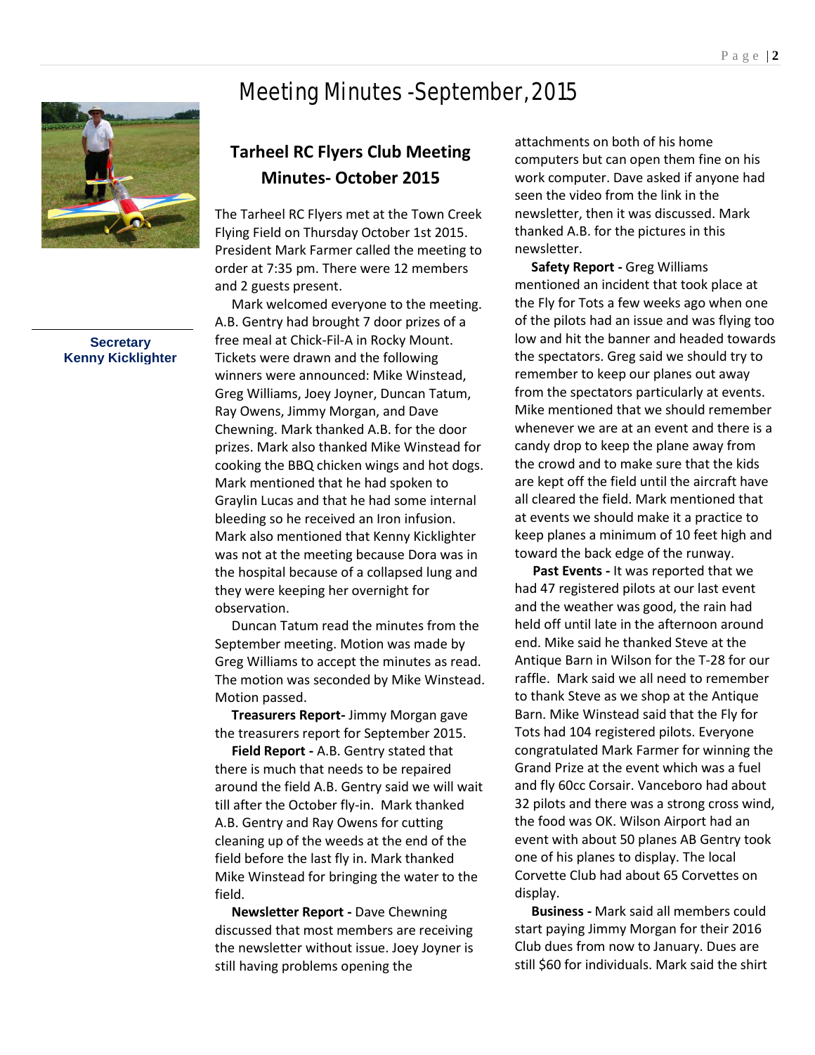# Meeting Minutes -September, 2015

Secretary
Kenny Kicklighter

## Tarheel RC Flyers Club Meeting Minutes- October 2015

The Tarheel RC Flyers met at the Town Creek Flying Field on Thursday October 1st 2015. President Mark Farmer called the meeting to order at 7:35 pm. There were 12 members and 2 guests present.

Mark welcomed everyone to the meeting. A.B. Gentry had brought 7 door prizes of a free meal at Chick-Fil-A in Rocky Mount. Tickets were drawn and the following winners were announced: Mike Winstead, Greg Williams, Joey Joyner, Duncan Tatum, Ray Owens, Jimmy Morgan, and Dave Chewning. Mark thanked A.B. for the door prizes. Mark also thanked Mike Winstead for cooking the BBQ chicken wings and hot dogs. Mark mentioned that he had spoken to Graylin Lucas and that he had some internal bleeding so he received an Iron infusion. Mark also mentioned that Kenny Kicklighter was not at the meeting because Dora was in the hospital because of a collapsed lung and they were keeping her overnight for observation.

Duncan Tatum read the minutes from the September meeting. Motion was made by Greg Williams to accept the minutes as read. The motion was seconded by Mike Winstead. Motion passed.

**Treasurers Report-** Jimmy Morgan gave the treasurers report for September 2015.

**Field Report -** A.B. Gentry stated that there is much that needs to be repaired around the field A.B. Gentry said we will wait till after the October fly-in. Mark thanked A.B. Gentry and Ray Owens for cutting cleaning up of the weeds at the end of the field before the last fly in. Mark thanked Mike Winstead for bringing the water to the field.

**Newsletter Report -** Dave Chewning discussed that most members are receiving the newsletter without issue. Joey Joyner is still having problems opening the attachments on both of his home computers but can open them fine on his work computer. Dave asked if anyone had seen the video from the link in the newsletter, then it was discussed. Mark thanked A.B. for the pictures in this newsletter.

**Safety Report -** Greg Williams mentioned an incident that took place at the Fly for Tots a few weeks ago when one of the pilots had an issue and was flying too low and hit the banner and headed towards the spectators. Greg said we should try to remember to keep our planes out away from the spectators particularly at events. Mike mentioned that we should remember whenever we are at an event and there is a candy drop to keep the plane away from the crowd and to make sure that the kids are kept off the field until the aircraft have all cleared the field. Mark mentioned that at events we should make it a practice to keep planes a minimum of 10 feet high and toward the back edge of the runway.

**Past Events -** It was reported that we had 47 registered pilots at our last event and the weather was good, the rain had held off until late in the afternoon around end. Mike said he thanked Steve at the Antique Barn in Wilson for the T-28 for our raffle. Mark said we all need to remember to thank Steve as we shop at the Antique Barn. Mike Winstead said that the Fly for Tots had 104 registered pilots. Everyone congratulated Mark Farmer for winning the Grand Prize at the event which was a fuel and fly 60cc Corsair. Vanceboro had about 32 pilots and there was a strong cross wind, the food was OK. Wilson Airport had an event with about 50 planes AB Gentry took one of his planes to display. The local Corvette Club had about 65 Corvettes on display.

**Business -** Mark said all members could start paying Jimmy Morgan for their 2016 Club dues from now to January. Dues are still $60 for individuals. Mark said the shirt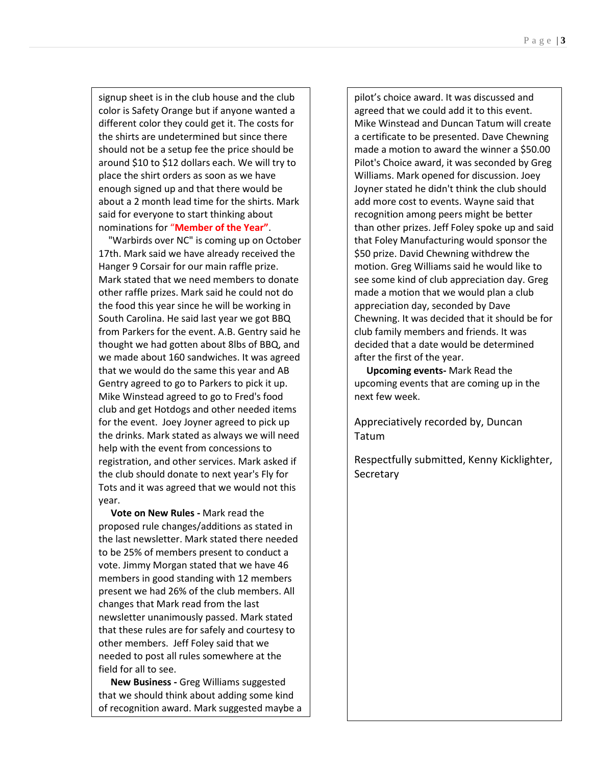signup sheet is in the club house and the club color is Safety Orange but if anyone wanted a different color they could get it. The costs for the shirts are undetermined but since there should not be a setup fee the price should be around $10 to $12 dollars each. We will try to place the shirt orders as soon as we have enough signed up and that there would be about a 2 month lead time for the shirts. Mark said for everyone to start thinking about nominations for **"Member of the Year"**.

"Warbirds over NC" is coming up on October 17th. Mark said we have already received the Hanger 9 Corsair for our main raffle prize. Mark stated that we need members to donate other raffle prizes. Mark said he could not do the food this year since he will be working in South Carolina. He said last year we got BBQ from Parkers for the event. A.B. Gentry said he thought we had gotten about 8lbs of BBQ, and we made about 160 sandwiches. It was agreed that we would do the same this year and AB Gentry agreed to go to Parkers to pick it up. Mike Winstead agreed to go to Fred's food club and get Hotdogs and other needed items for the event. Joey Joyner agreed to pick up the drinks. Mark stated as always we will need help with the event from concessions to registration, and other services. Mark asked if the club should donate to next year's Fly for Tots and it was agreed that we would not this year.

**Vote on New Rules -** Mark read the proposed rule changes/additions as stated in the last newsletter. Mark stated there needed to be 25% of members present to conduct a vote. Jimmy Morgan stated that we have 46 members in good standing with 12 members present we had 26% of the club members. All changes that Mark read from the last newsletter unanimously passed. Mark stated that these rules are for safely and courtesy to other members. Jeff Foley said that we needed to post all rules somewhere at the field for all to see.

**New Business -** Greg Williams suggested that we should think about adding some kind of recognition award. Mark suggested maybe a pilot's choice award. It was discussed and agreed that we could add it to this event. Mike Winstead and Duncan Tatum will create a certificate to be presented. Dave Chewning made a motion to award the winner a $50.00 Pilot's Choice award, it was seconded by Greg Williams. Mark opened for discussion. Joey Joyner stated he didn't think the club should add more cost to events. Wayne said that recognition among peers might be better than other prizes. Jeff Foley spoke up and said that Foley Manufacturing would sponsor the $50 prize. David Chewning withdrew the motion. Greg Williams said he would like to see some kind of club appreciation day. Greg made a motion that we would plan a club appreciation day, seconded by Dave Chewning. It was decided that it should be for club family members and friends. It was decided that a date would be determined after the first of the year.

**Upcoming events-** Mark Read the upcoming events that are coming up in the next few week.

Appreciatively recorded by, Duncan Tatum

Respectfully submitted, Kenny Kicklighter, Secretary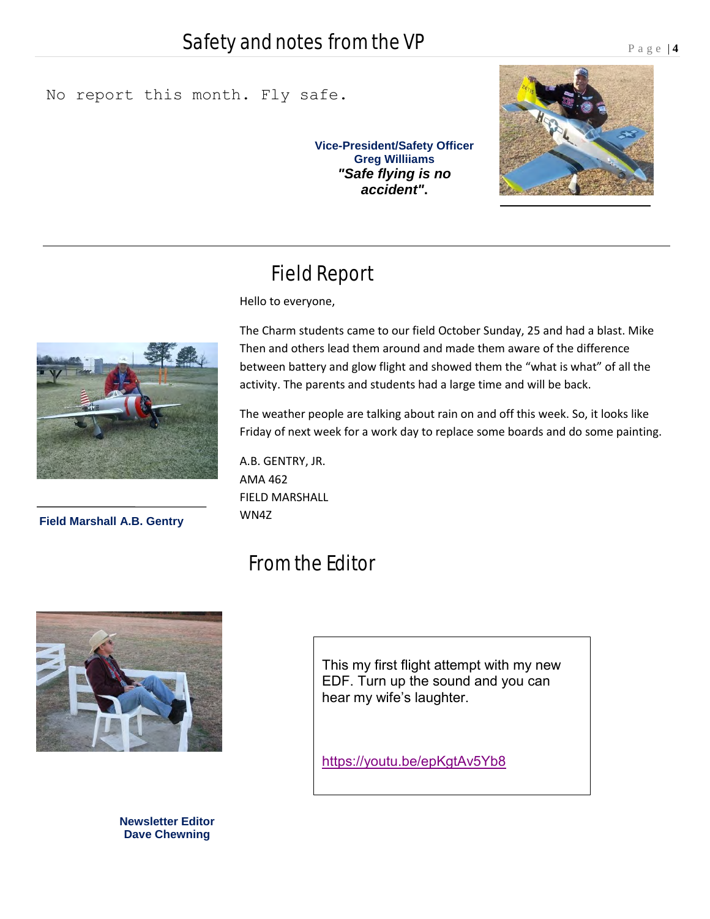## Safety and notes from the VP

No report this month. Fly safe.

**Vice-President/Safety Officer**
**Greg Williiams**
***"Safe flying is no accident".***

## Field Report

Hello to everyone,

The Charm students came to our field October Sunday, 25 and had a blast. Mike Then and others lead them around and made them aware of the difference between battery and glow flight and showed them the "what is what" of all the activity. The parents and students had a large time and will be back.

The weather people are talking about rain on and off this week. So, it looks like Friday of next week for a work day to replace some boards and do some painting.

A.B. GENTRY, JR.
AMA 462
FIELD MARSHALL
WN4Z

**Field Marshall A.B. Gentry**

## From the Editor

This my first flight attempt with my new EDF. Turn up the sound and you can hear my wife's laughter.

https://youtu.be/epKgtAv5Yb8

**Newsletter Editor**
**Dave Chewning**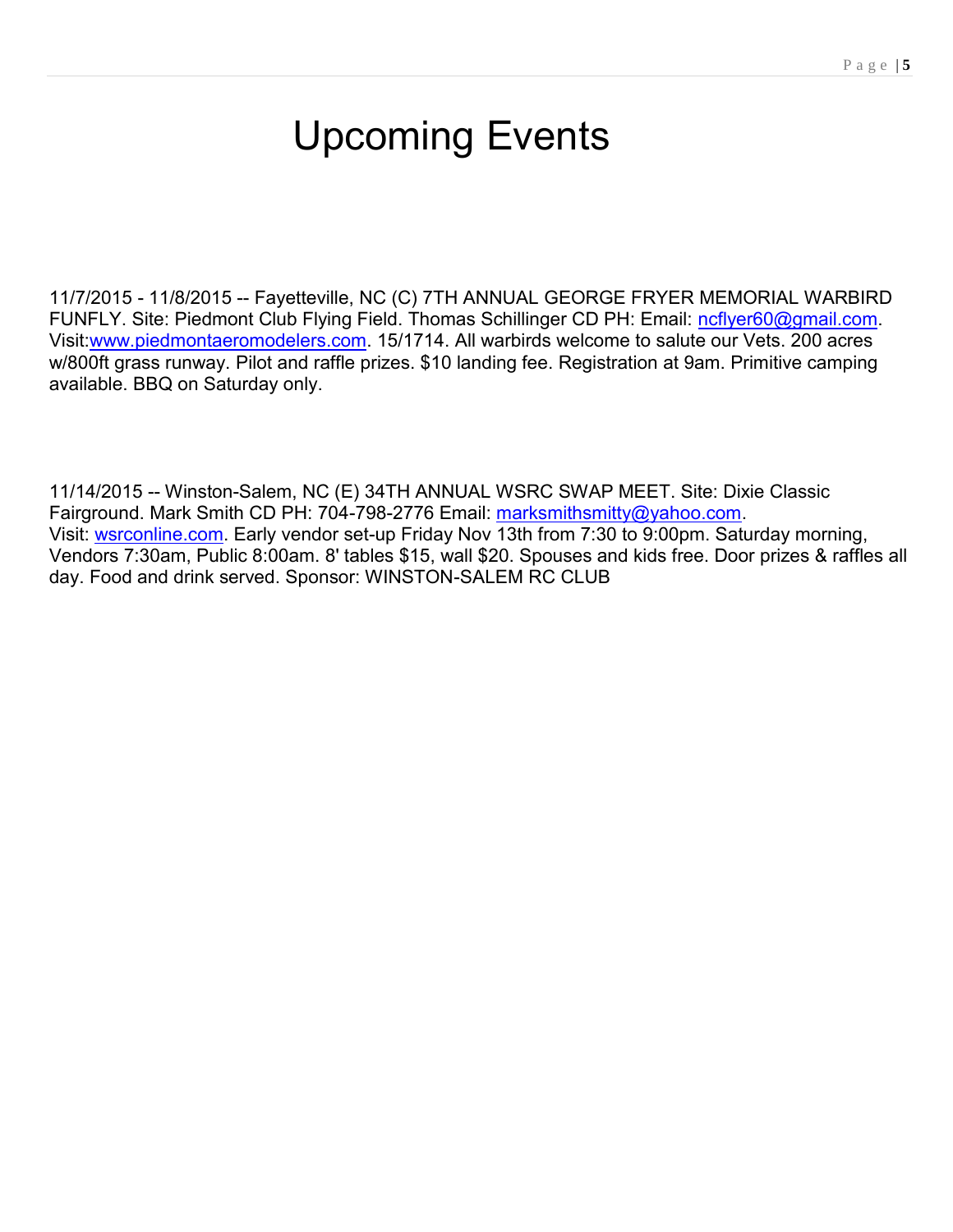# Upcoming Events

11/7/2015 - 11/8/2015 -- Fayetteville, NC (C) 7TH ANNUAL GEORGE FRYER MEMORIAL WARBIRD FUNFLY. Site: Piedmont Club Flying Field. Thomas Schillinger CD PH: Email: ncflyer60@gmail.com. Visit:www.piedmontaeromodelers.com. 15/1714. All warbirds welcome to salute our Vets. 200 acres w/800ft grass runway. Pilot and raffle prizes. $10 landing fee. Registration at 9am. Primitive camping available. BBQ on Saturday only.

11/14/2015 -- Winston-Salem, NC (E) 34TH ANNUAL WSRC SWAP MEET. Site: Dixie Classic Fairground. Mark Smith CD PH: 704-798-2776 Email: marksmithsmitty@yahoo.com. Visit: wsrconline.com. Early vendor set-up Friday Nov 13th from 7:30 to 9:00pm. Saturday morning, Vendors 7:30am, Public 8:00am. 8' tables $15, wall $20. Spouses and kids free. Door prizes & raffles all day. Food and drink served. Sponsor: WINSTON-SALEM RC CLUB